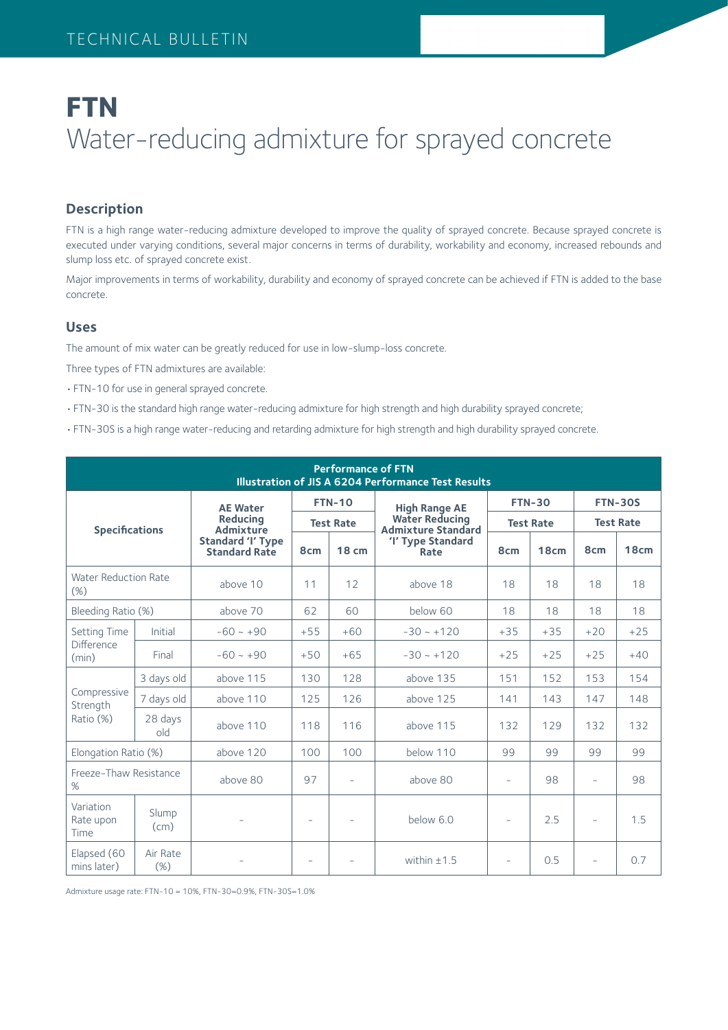TECHNICAL BULLETIN

# FTN
## Water-reducing admixture for sprayed concrete

### Description

FTN is a high range water-reducing admixture developed to improve the quality of sprayed concrete. Because sprayed concrete is executed under varying conditions, several major concerns in terms of durability, workability and economy, increased rebounds and slump loss etc. of sprayed concrete exist.

Major improvements in terms of workability, durability and economy of sprayed concrete can be achieved if FTN is added to the base concrete.

### Uses

The amount of mix water can be greatly reduced for use in low-slump-loss concrete.

Three types of FTN admixtures are available:

- FTN-10 for use in general sprayed concrete.
- FTN-30 is the standard high range water-reducing admixture for high strength and high durability sprayed concrete;
- FTN-30S is a high range water-reducing and retarding admixture for high strength and high durability sprayed concrete.

**Performance of FTN**
**Illustration of JIS A 6204 Performance Test Results**

| Specifications | | AE Water Reducing Admixture Standard 'I' Type Standard Rate | FTN-10 Test Rate | | High Range AE Water Reducing Admixture Standard 'I' Type Standard Rate | FTN-30 Test Rate | | FTN-30S Test Rate | |
|---|---|---|---|---|---|---|---|---|---|
| | | | 8cm | 18 cm | | 8cm | 18cm | 8cm | 18cm |
| Water Reduction Rate (%) | | above 10 | 11 | 12 | above 18 | 18 | 18 | 18 | 18 |
| Bleeding Ratio (%) | | above 70 | 62 | 60 | below 60 | 18 | 18 | 18 | 18 |
| Setting Time Difference (min) | Initial | -60 ~ +90 | +55 | +60 | -30 ~ +120 | +35 | +35 | +20 | +25 |
| | Final | -60 ~ +90 | +50 | +65 | -30 ~ +120 | +25 | +25 | +25 | +40 |
| Compressive Strength Ratio (%) | 3 days old | above 115 | 130 | 128 | above 135 | 151 | 152 | 153 | 154 |
| | 7 days old | above 110 | 125 | 126 | above 125 | 141 | 143 | 147 | 148 |
| | 28 days old | above 110 | 118 | 116 | above 115 | 132 | 129 | 132 | 132 |
| Elongation Ratio (%) | | above 120 | 100 | 100 | below 110 | 99 | 99 | 99 | 99 |
| Freeze-Thaw Resistance % | | above 80 | 97 | - | above 80 | - | 98 | - | 98 |
| Variation Rate upon Time | Slump (cm) | - | - | - | below 6.0 | - | 2.5 | - | 1.5 |
| Elapsed (60 mins later) | Air Rate (%) | - | - | - | within ±1.5 | - | 0.5 | - | 0.7 |

Admixture usage rate: FTN-10 = 10%, FTN-30=0.9%, FTN-30S=1.0%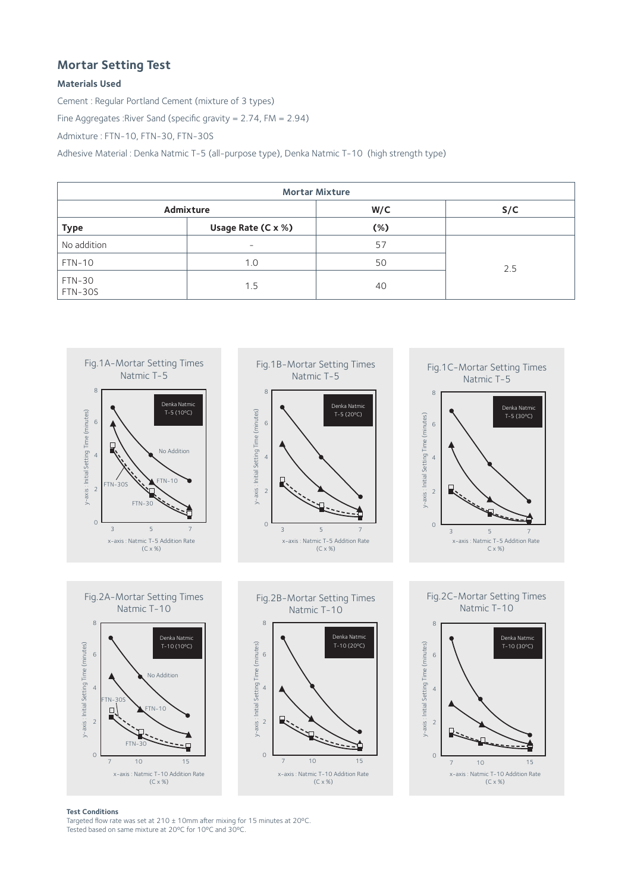## Mortar Setting Test

### Materials Used

Cement : Regular Portland Cement (mixture of 3 types)

Fine Aggregates :River Sand (specific gravity = 2.74, FM = 2.94)

Admixture : FTN-10, FTN-30, FTN-30S

Adhesive Material : Denka Natmic T-5 (all-purpose type), Denka Natmic T-10 (high strength type)

| Mortar Mixture | | | |
|---|---|---|---|
| Admixture | | W/C | S/C |
| Type | Usage Rate (C x %) | (%) | |
| No addition | - | 57 | 2.5 |
| FTN-10 | 1.0 | 50 | |
| FTN-30<br>FTN-30S | 1.5 | 40 | |

Fig.1A-Mortar Setting Times Natmic T-5

Fig.1B-Mortar Setting Times Natmic T-5

Fig.1C-Mortar Setting Times Natmic T-5

Fig.2A-Mortar Setting Times Natmic T-10

Fig.2B-Mortar Setting Times Natmic T-10

Fig.2C-Mortar Setting Times Natmic T-10

**Test Conditions**

Targeted flow rate was set at 210 ± 10mm after mixing for 15 minutes at 20°C.
Tested based on same mixture at 20°C for 10°C and 30°C.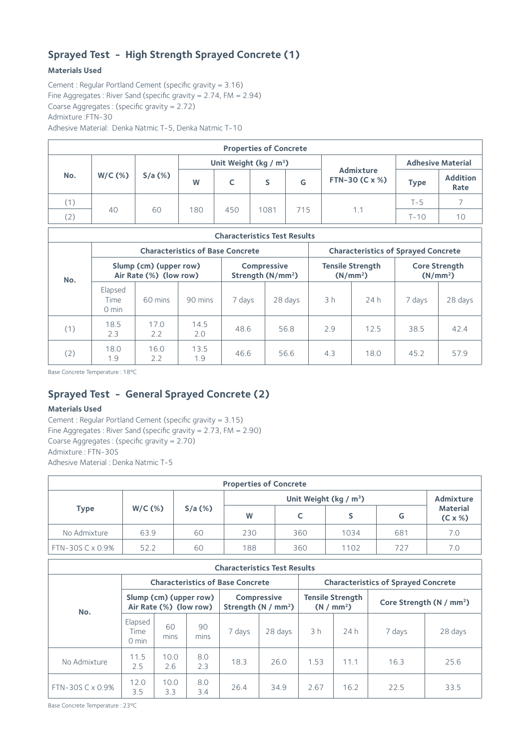## Sprayed Test - High Strength Sprayed Concrete (1)

### Materials Used

Cement : Regular Portland Cement (specific gravity = 3.16)
Fine Aggregates : River Sand (specific gravity = 2.74, FM = 2.94)
Coarse Aggregates : (specific gravity = 2.72)
Admixture :FTN-30
Adhesive Material: Denka Natmic T-5, Denka Natmic T-10

| Properties of Concrete | | | | | | | | | |
|---|---|---|---|---|---|---|---|---|---|
| No. | W/C (%) | S/a (%) | Unit Weight (kg / m³) | | | | Admixture FTN-30 (C x %) | Adhesive Material | |
| | | | W | C | S | G | | Type | Addition Rate |
| (1) | 40 | 60 | 180 | 450 | 1081 | 715 | 1.1 | T-5 | 7 |
| (2) | | | | | | | | T-10 | 10 |

| Characteristics Test Results | | | | | | | | | |
|---|---|---|---|---|---|---|---|---|---|
| No. | Characteristics of Base Concrete | | | | | Characteristics of Sprayed Concrete | | | |
| | Slump (cm) (upper row) Air Rate (%) (low row) | | | Compressive Strength (N/mm²) | | Tensile Strength (N/mm²) | | Core Strength (N/mm²) | |
| | Elapsed Time 0 min | 60 mins | 90 mins | 7 days | 28 days | 3 h | 24 h | 7 days | 28 days |
| (1) | 18.5 / 2.3 | 17.0 / 2.2 | 14.5 / 2.0 | 48.6 | 56.8 | 2.9 | 12.5 | 38.5 | 42.4 |
| (2) | 18.0 / 1.9 | 16.0 / 2.2 | 13.5 / 1.9 | 46.6 | 56.6 | 4.3 | 18.0 | 45.2 | 57.9 |

Base Concrete Temperature : 18°C

## Sprayed Test - General Sprayed Concrete (2)

### Materials Used

Cement : Regular Portland Cement (specific gravity = 3.15)
Fine Aggregates : River Sand (specific gravity = 2.73, FM = 2.90)
Coarse Aggregates : (specific gravity = 2.70)
Admixture : FTN-30S
Adhesive Material : Denka Natmic T-5

| Properties of Concrete | | | | | | | |
|---|---|---|---|---|---|---|---|
| Type | W/C (%) | S/a (%) | Unit Weight (kg / m³) | | | | Admixture Material (C x %) |
| | | | W | C | S | G | |
| No Admixture | 63.9 | 60 | 230 | 360 | 1034 | 681 | 7.0 |
| FTN-30S C x 0.9% | 52.2 | 60 | 188 | 360 | 1102 | 727 | 7.0 |

| Characteristics Test Results | | | | | | | | | |
|---|---|---|---|---|---|---|---|---|---|
| No. | Characteristics of Base Concrete | | | | | Characteristics of Sprayed Concrete | | | |
| | Slump (cm) (upper row) Air Rate (%) (low row) | | | Compressive Strength (N / mm²) | | Tensile Strength (N / mm²) | | Core Strength (N / mm²) | |
| | Elapsed Time 0 min | 60 mins | 90 mins | 7 days | 28 days | 3 h | 24 h | 7 days | 28 days |
| No Admixture | 11.5 / 2.5 | 10.0 / 2.6 | 8.0 / 2.3 | 18.3 | 26.0 | 1.53 | 11.1 | 16.3 | 25.6 |
| FTN-30S C x 0.9% | 12.0 / 3.5 | 10.0 / 3.3 | 8.0 / 3.4 | 26.4 | 34.9 | 2.67 | 16.2 | 22.5 | 33.5 |

Base Concrete Temperature : 23°C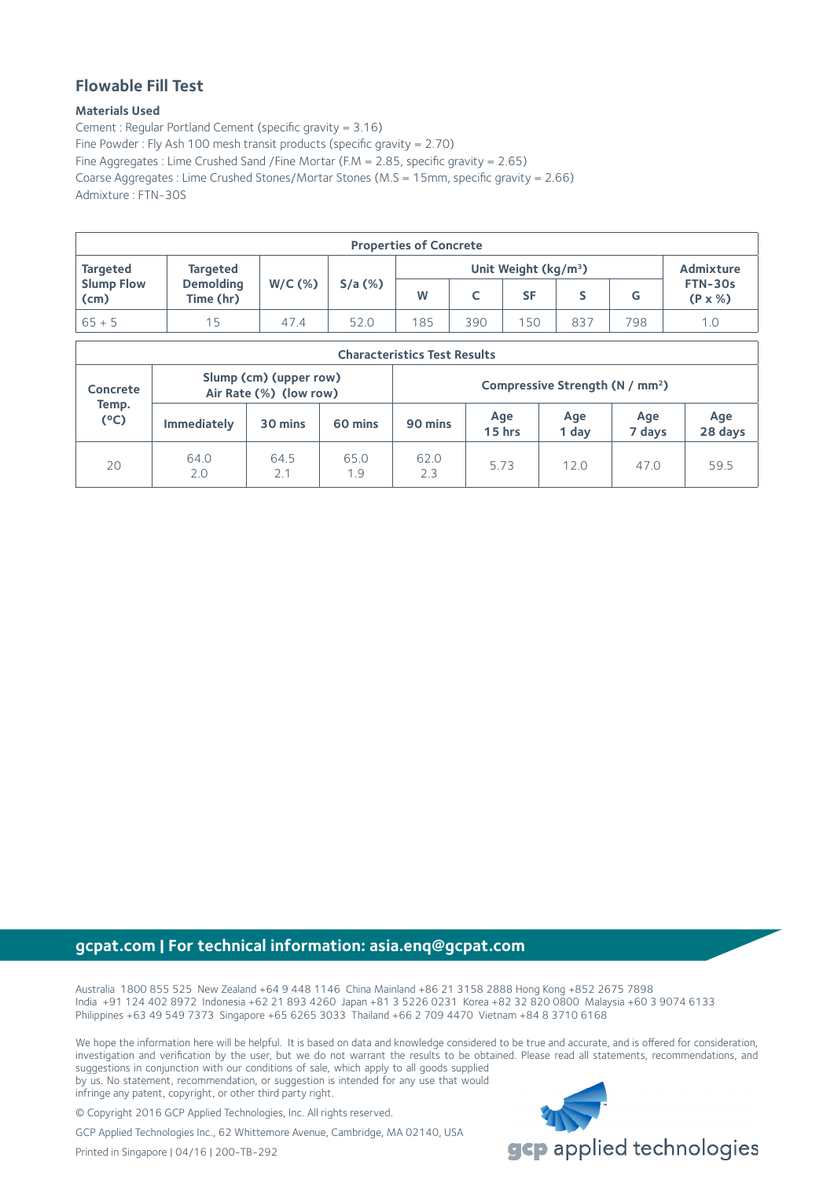## Flowable Fill Test

**Materials Used**

Cement : Regular Portland Cement (specific gravity = 3.16)
Fine Powder : Fly Ash 100 mesh transit products (specific gravity = 2.70)
Fine Aggregates : Lime Crushed Sand /Fine Mortar (F.M = 2.85, specific gravity = 2.65)
Coarse Aggregates : Lime Crushed Stones/Mortar Stones (M.S = 15mm, specific gravity = 2.66)
Admixture : FTN-30S

| Properties of Concrete | | | | | | | | | |
|---|---|---|---|---|---|---|---|---|---|
| Targeted Slump Flow (cm) | Targeted Demolding Time (hr) | W/C (%) | S/a (%) | Unit Weight (kg/m³) | | | | | Admixture FTN-30s (P x %) |
| | | | | W | C | SF | S | G | |
| 65 + 5 | 15 | 47.4 | 52.0 | 185 | 390 | 150 | 837 | 798 | 1.0 |

| Characteristics Test Results | | | | | | | | |
|---|---|---|---|---|---|---|---|---|
| Concrete Temp. (°C) | Slump (cm) (upper row) Air Rate (%) (low row) | | | | Compressive Strength (N / mm²) | | | |
| | Immediately | 30 mins | 60 mins | 90 mins | Age 15 hrs | Age 1 day | Age 7 days | Age 28 days |
| 20 | 64.0<br>2.0 | 64.5<br>2.1 | 65.0<br>1.9 | 62.0<br>2.3 | 5.73 | 12.0 | 47.0 | 59.5 |

**gcpat.com | For technical information: asia.enq@gcpat.com**

Australia 1800 855 525 New Zealand +64 9 448 1146 China Mainland +86 21 3158 2888 Hong Kong +852 2675 7898
India +91 124 402 8972 Indonesia +62 21 893 4260 Japan +81 3 5226 0231 Korea +82 32 820 0800 Malaysia +60 3 9074 6133
Philippines +63 49 549 7373 Singapore +65 6265 3033 Thailand +66 2 709 4470 Vietnam +84 8 3710 6168

We hope the information here will be helpful. It is based on data and knowledge considered to be true and accurate, and is offered for consideration, investigation and verification by the user, but we do not warrant the results to be obtained. Please read all statements, recommendations, and suggestions in conjunction with our conditions of sale, which apply to all goods supplied by us. No statement, recommendation, or suggestion is intended for any use that would infringe any patent, copyright, or other third party right.

© Copyright 2016 GCP Applied Technologies, Inc. All rights reserved.

GCP Applied Technologies Inc., 62 Whittemore Avenue, Cambridge, MA 02140, USA

Printed in Singapore | 04/16 | 200-TB-292

gcp applied technologies